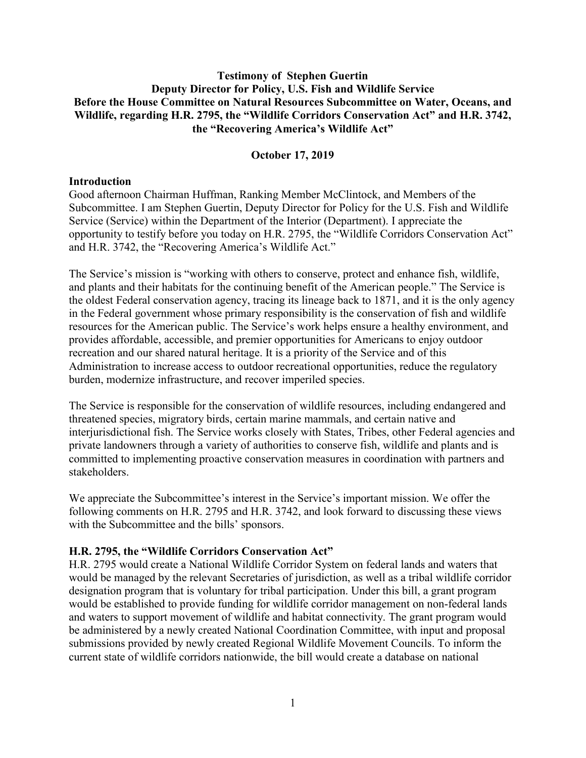**Testimony of Stephen Guertin**
**Deputy Director for Policy, U.S. Fish and Wildlife Service**
**Before the House Committee on Natural Resources Subcommittee on Water, Oceans, and Wildlife, regarding H.R. 2795, the "Wildlife Corridors Conservation Act" and H.R. 3742, the "Recovering America's Wildlife Act"**

**October 17, 2019**

## Introduction

Good afternoon Chairman Huffman, Ranking Member McClintock, and Members of the Subcommittee. I am Stephen Guertin, Deputy Director for Policy for the U.S. Fish and Wildlife Service (Service) within the Department of the Interior (Department). I appreciate the opportunity to testify before you today on H.R. 2795, the "Wildlife Corridors Conservation Act" and H.R. 3742, the "Recovering America's Wildlife Act."

The Service's mission is "working with others to conserve, protect and enhance fish, wildlife, and plants and their habitats for the continuing benefit of the American people." The Service is the oldest Federal conservation agency, tracing its lineage back to 1871, and it is the only agency in the Federal government whose primary responsibility is the conservation of fish and wildlife resources for the American public. The Service's work helps ensure a healthy environment, and provides affordable, accessible, and premier opportunities for Americans to enjoy outdoor recreation and our shared natural heritage. It is a priority of the Service and of this Administration to increase access to outdoor recreational opportunities, reduce the regulatory burden, modernize infrastructure, and recover imperiled species.

The Service is responsible for the conservation of wildlife resources, including endangered and threatened species, migratory birds, certain marine mammals, and certain native and interjurisdictional fish. The Service works closely with States, Tribes, other Federal agencies and private landowners through a variety of authorities to conserve fish, wildlife and plants and is committed to implementing proactive conservation measures in coordination with partners and stakeholders.

We appreciate the Subcommittee's interest in the Service's important mission. We offer the following comments on H.R. 2795 and H.R. 3742, and look forward to discussing these views with the Subcommittee and the bills' sponsors.

## H.R. 2795, the "Wildlife Corridors Conservation Act"

H.R. 2795 would create a National Wildlife Corridor System on federal lands and waters that would be managed by the relevant Secretaries of jurisdiction, as well as a tribal wildlife corridor designation program that is voluntary for tribal participation. Under this bill, a grant program would be established to provide funding for wildlife corridor management on non-federal lands and waters to support movement of wildlife and habitat connectivity. The grant program would be administered by a newly created National Coordination Committee, with input and proposal submissions provided by newly created Regional Wildlife Movement Councils. To inform the current state of wildlife corridors nationwide, the bill would create a database on national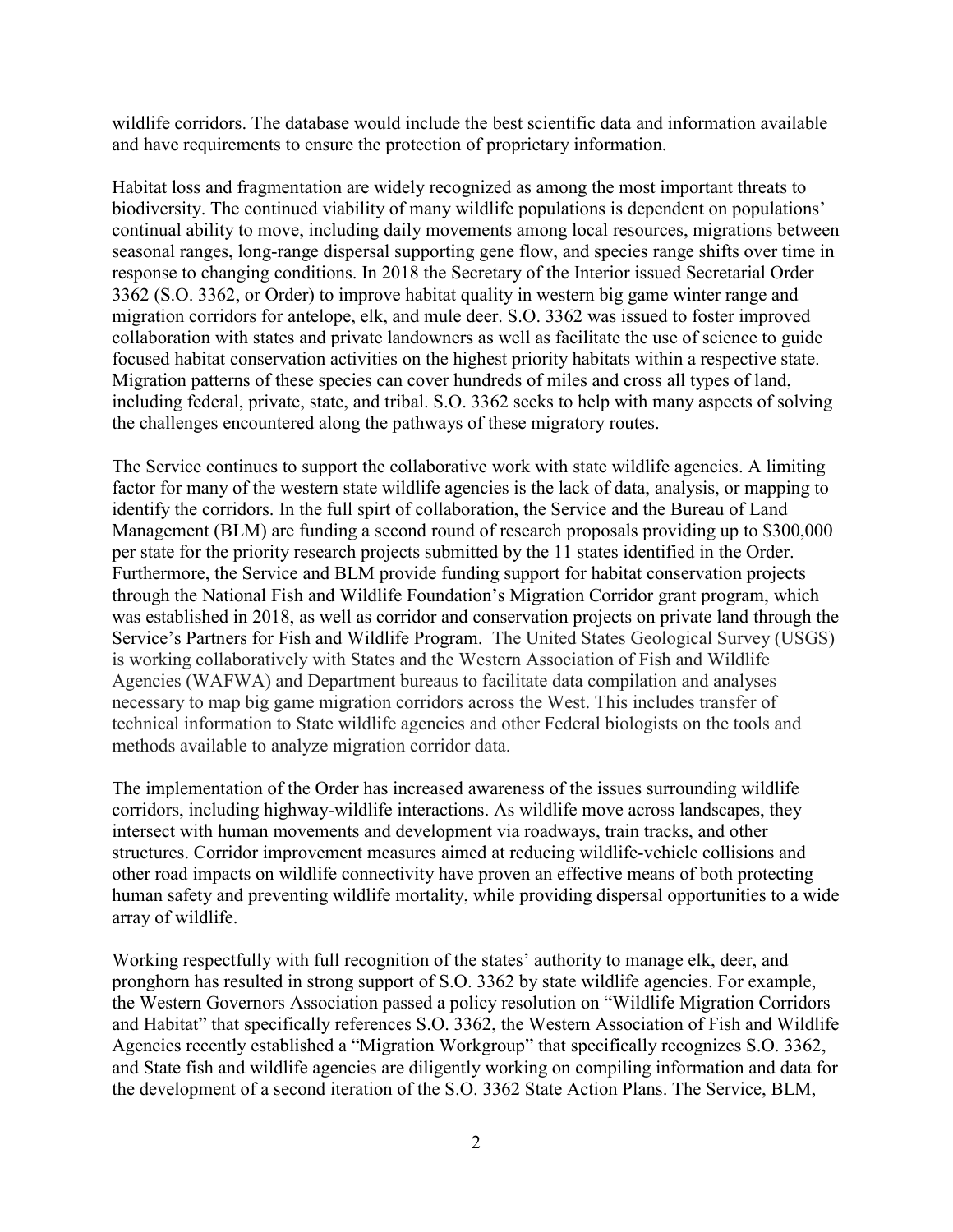wildlife corridors. The database would include the best scientific data and information available and have requirements to ensure the protection of proprietary information.

Habitat loss and fragmentation are widely recognized as among the most important threats to biodiversity. The continued viability of many wildlife populations is dependent on populations' continual ability to move, including daily movements among local resources, migrations between seasonal ranges, long-range dispersal supporting gene flow, and species range shifts over time in response to changing conditions. In 2018 the Secretary of the Interior issued Secretarial Order 3362 (S.O. 3362, or Order) to improve habitat quality in western big game winter range and migration corridors for antelope, elk, and mule deer. S.O. 3362 was issued to foster improved collaboration with states and private landowners as well as facilitate the use of science to guide focused habitat conservation activities on the highest priority habitats within a respective state. Migration patterns of these species can cover hundreds of miles and cross all types of land, including federal, private, state, and tribal. S.O. 3362 seeks to help with many aspects of solving the challenges encountered along the pathways of these migratory routes.

The Service continues to support the collaborative work with state wildlife agencies. A limiting factor for many of the western state wildlife agencies is the lack of data, analysis, or mapping to identify the corridors. In the full spirt of collaboration, the Service and the Bureau of Land Management (BLM) are funding a second round of research proposals providing up to $300,000 per state for the priority research projects submitted by the 11 states identified in the Order. Furthermore, the Service and BLM provide funding support for habitat conservation projects through the National Fish and Wildlife Foundation's Migration Corridor grant program, which was established in 2018, as well as corridor and conservation projects on private land through the Service's Partners for Fish and Wildlife Program. The United States Geological Survey (USGS) is working collaboratively with States and the Western Association of Fish and Wildlife Agencies (WAFWA) and Department bureaus to facilitate data compilation and analyses necessary to map big game migration corridors across the West. This includes transfer of technical information to State wildlife agencies and other Federal biologists on the tools and methods available to analyze migration corridor data.

The implementation of the Order has increased awareness of the issues surrounding wildlife corridors, including highway-wildlife interactions. As wildlife move across landscapes, they intersect with human movements and development via roadways, train tracks, and other structures. Corridor improvement measures aimed at reducing wildlife-vehicle collisions and other road impacts on wildlife connectivity have proven an effective means of both protecting human safety and preventing wildlife mortality, while providing dispersal opportunities to a wide array of wildlife.

Working respectfully with full recognition of the states' authority to manage elk, deer, and pronghorn has resulted in strong support of S.O. 3362 by state wildlife agencies. For example, the Western Governors Association passed a policy resolution on "Wildlife Migration Corridors and Habitat" that specifically references S.O. 3362, the Western Association of Fish and Wildlife Agencies recently established a "Migration Workgroup" that specifically recognizes S.O. 3362, and State fish and wildlife agencies are diligently working on compiling information and data for the development of a second iteration of the S.O. 3362 State Action Plans. The Service, BLM,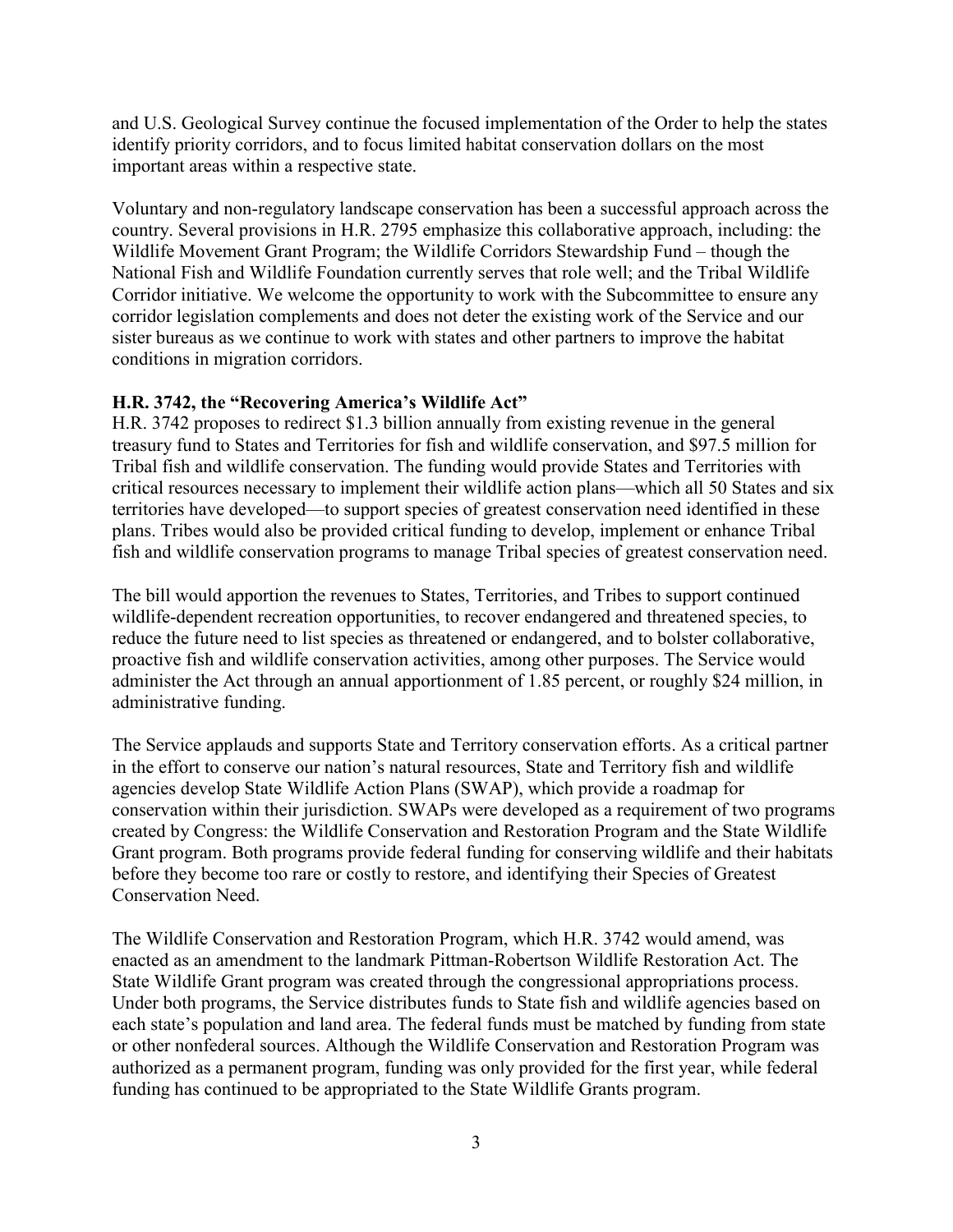and U.S. Geological Survey continue the focused implementation of the Order to help the states identify priority corridors, and to focus limited habitat conservation dollars on the most important areas within a respective state.

Voluntary and non-regulatory landscape conservation has been a successful approach across the country. Several provisions in H.R. 2795 emphasize this collaborative approach, including: the Wildlife Movement Grant Program; the Wildlife Corridors Stewardship Fund – though the National Fish and Wildlife Foundation currently serves that role well; and the Tribal Wildlife Corridor initiative. We welcome the opportunity to work with the Subcommittee to ensure any corridor legislation complements and does not deter the existing work of the Service and our sister bureaus as we continue to work with states and other partners to improve the habitat conditions in migration corridors.

**H.R. 3742, the "Recovering America's Wildlife Act"**

H.R. 3742 proposes to redirect $1.3 billion annually from existing revenue in the general treasury fund to States and Territories for fish and wildlife conservation, and $97.5 million for Tribal fish and wildlife conservation. The funding would provide States and Territories with critical resources necessary to implement their wildlife action plans—which all 50 States and six territories have developed—to support species of greatest conservation need identified in these plans. Tribes would also be provided critical funding to develop, implement or enhance Tribal fish and wildlife conservation programs to manage Tribal species of greatest conservation need.

The bill would apportion the revenues to States, Territories, and Tribes to support continued wildlife-dependent recreation opportunities, to recover endangered and threatened species, to reduce the future need to list species as threatened or endangered, and to bolster collaborative, proactive fish and wildlife conservation activities, among other purposes. The Service would administer the Act through an annual apportionment of 1.85 percent, or roughly $24 million, in administrative funding.

The Service applauds and supports State and Territory conservation efforts. As a critical partner in the effort to conserve our nation's natural resources, State and Territory fish and wildlife agencies develop State Wildlife Action Plans (SWAP), which provide a roadmap for conservation within their jurisdiction. SWAPs were developed as a requirement of two programs created by Congress: the Wildlife Conservation and Restoration Program and the State Wildlife Grant program. Both programs provide federal funding for conserving wildlife and their habitats before they become too rare or costly to restore, and identifying their Species of Greatest Conservation Need.

The Wildlife Conservation and Restoration Program, which H.R. 3742 would amend, was enacted as an amendment to the landmark Pittman-Robertson Wildlife Restoration Act. The State Wildlife Grant program was created through the congressional appropriations process. Under both programs, the Service distributes funds to State fish and wildlife agencies based on each state's population and land area. The federal funds must be matched by funding from state or other nonfederal sources. Although the Wildlife Conservation and Restoration Program was authorized as a permanent program, funding was only provided for the first year, while federal funding has continued to be appropriated to the State Wildlife Grants program.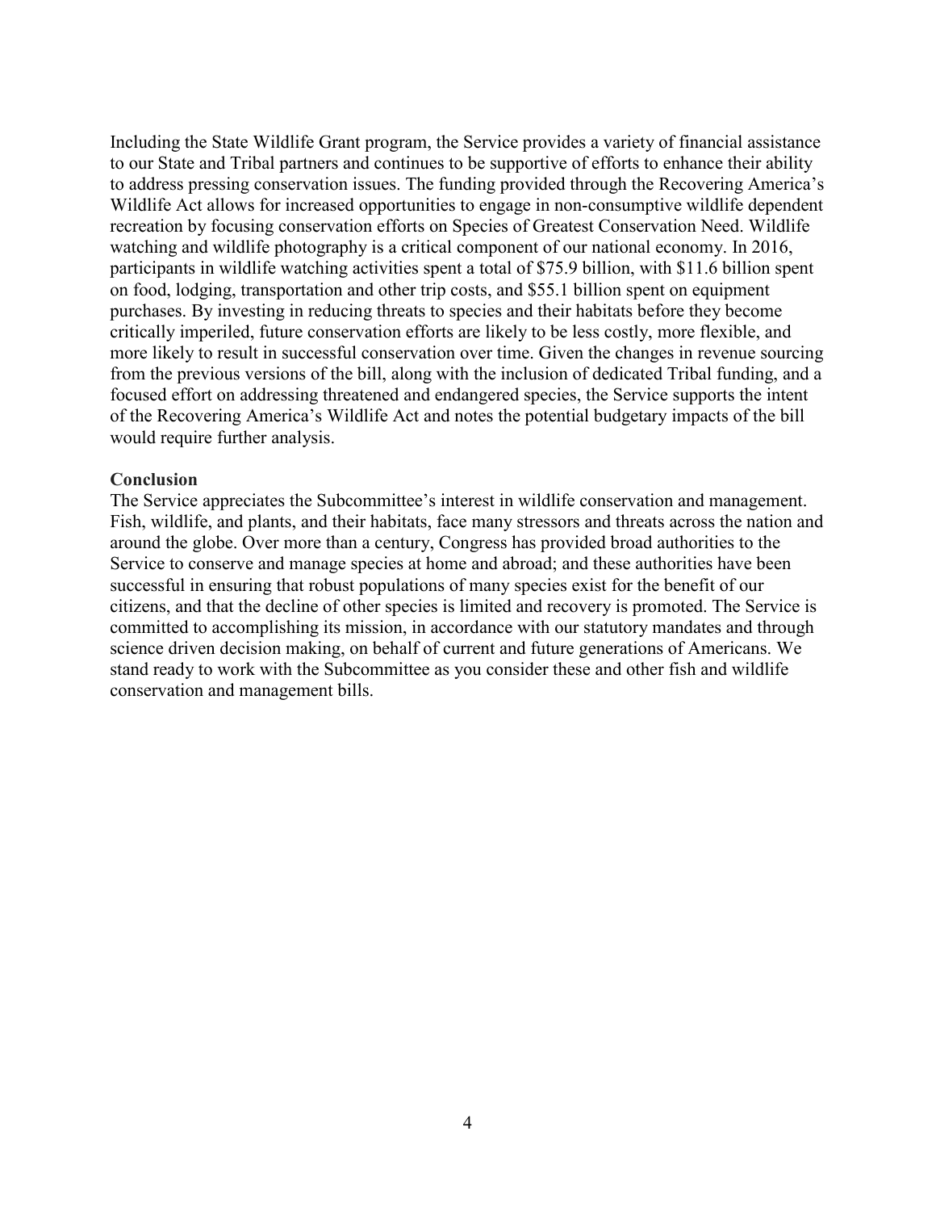Including the State Wildlife Grant program, the Service provides a variety of financial assistance to our State and Tribal partners and continues to be supportive of efforts to enhance their ability to address pressing conservation issues. The funding provided through the Recovering America's Wildlife Act allows for increased opportunities to engage in non-consumptive wildlife dependent recreation by focusing conservation efforts on Species of Greatest Conservation Need. Wildlife watching and wildlife photography is a critical component of our national economy. In 2016, participants in wildlife watching activities spent a total of $75.9 billion, with $11.6 billion spent on food, lodging, transportation and other trip costs, and $55.1 billion spent on equipment purchases. By investing in reducing threats to species and their habitats before they become critically imperiled, future conservation efforts are likely to be less costly, more flexible, and more likely to result in successful conservation over time. Given the changes in revenue sourcing from the previous versions of the bill, along with the inclusion of dedicated Tribal funding, and a focused effort on addressing threatened and endangered species, the Service supports the intent of the Recovering America's Wildlife Act and notes the potential budgetary impacts of the bill would require further analysis.

**Conclusion**

The Service appreciates the Subcommittee's interest in wildlife conservation and management. Fish, wildlife, and plants, and their habitats, face many stressors and threats across the nation and around the globe. Over more than a century, Congress has provided broad authorities to the Service to conserve and manage species at home and abroad; and these authorities have been successful in ensuring that robust populations of many species exist for the benefit of our citizens, and that the decline of other species is limited and recovery is promoted. The Service is committed to accomplishing its mission, in accordance with our statutory mandates and through science driven decision making, on behalf of current and future generations of Americans. We stand ready to work with the Subcommittee as you consider these and other fish and wildlife conservation and management bills.